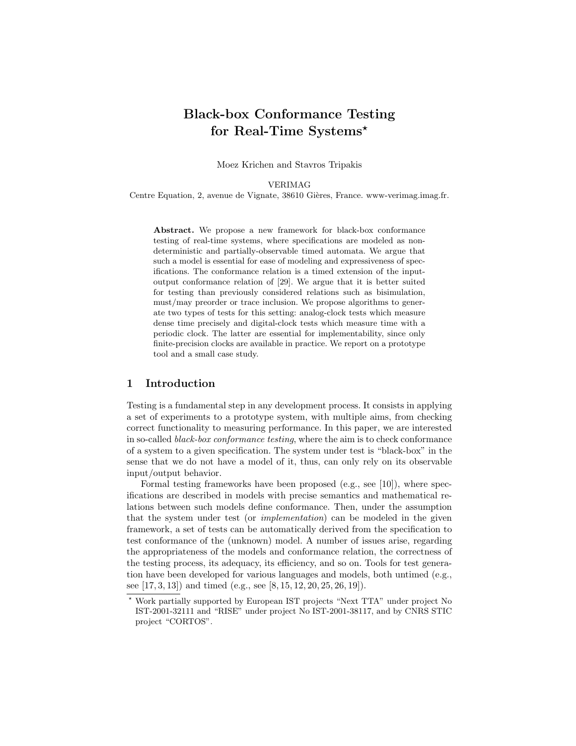# Black-box Conformance Testing for Real-Time Systems*

Moez Krichen and Stavros Tripakis

VERIMAG

Centre Equation, 2, avenue de Vignate, 38610 Gières, France. www-verimag.imag.fr.

**Abstract.** We propose a new framework for black-box conformance testing of real-time systems, where specifications are modeled as non-deterministic and partially-observable timed automata. We argue that such a model is essential for ease of modeling and expressiveness of specifications. The conformance relation is a timed extension of the input-output conformance relation of [29]. We argue that it is better suited for testing than previously considered relations such as bisimulation, must/may preorder or trace inclusion. We propose algorithms to generate two types of tests for this setting: analog-clock tests which measure dense time precisely and digital-clock tests which measure time with a periodic clock. The latter are essential for implementability, since only finite-precision clocks are available in practice. We report on a prototype tool and a small case study.

## 1 Introduction

Testing is a fundamental step in any development process. It consists in applying a set of experiments to a prototype system, with multiple aims, from checking correct functionality to measuring performance. In this paper, we are interested in so-called *black-box conformance testing*, where the aim is to check conformance of a system to a given specification. The system under test is "black-box" in the sense that we do not have a model of it, thus, can only rely on its observable input/output behavior.

Formal testing frameworks have been proposed (e.g., see [10]), where specifications are described in models with precise semantics and mathematical relations between such models define conformance. Then, under the assumption that the system under test (or *implementation*) can be modeled in the given framework, a set of tests can be automatically derived from the specification to test conformance of the (unknown) model. A number of issues arise, regarding the appropriateness of the models and conformance relation, the correctness of the testing process, its adequacy, its efficiency, and so on. Tools for test generation have been developed for various languages and models, both untimed (e.g., see [17, 3, 13]) and timed (e.g., see [8, 15, 12, 20, 25, 26, 19]).

* Work partially supported by European IST projects "Next TTA" under project No IST-2001-32111 and "RISE" under project No IST-2001-38117, and by CNRS STIC project "CORTOS".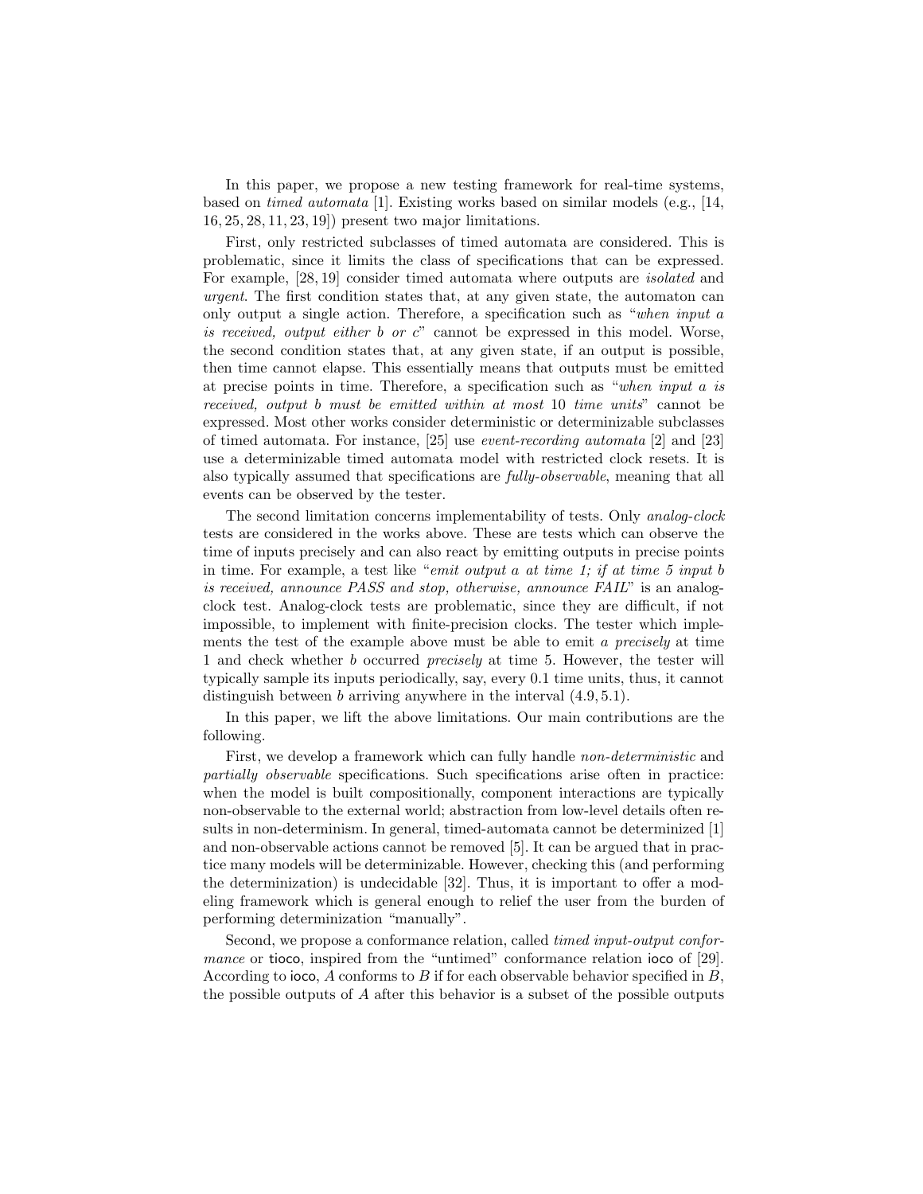In this paper, we propose a new testing framework for real-time systems, based on *timed automata* [1]. Existing works based on similar models (e.g., [14, 16, 25, 28, 11, 23, 19]) present two major limitations.

First, only restricted subclasses of timed automata are considered. This is problematic, since it limits the class of specifications that can be expressed. For example, [28, 19] consider timed automata where outputs are *isolated* and *urgent*. The first condition states that, at any given state, the automaton can only output a single action. Therefore, a specification such as "*when input a is received, output either b or c*" cannot be expressed in this model. Worse, the second condition states that, at any given state, if an output is possible, then time cannot elapse. This essentially means that outputs must be emitted at precise points in time. Therefore, a specification such as "*when input a is received, output b must be emitted within at most* 10 *time units*" cannot be expressed. Most other works consider deterministic or determinizable subclasses of timed automata. For instance, [25] use *event-recording automata* [2] and [23] use a determinizable timed automata model with restricted clock resets. It is also typically assumed that specifications are *fully-observable*, meaning that all events can be observed by the tester.

The second limitation concerns implementability of tests. Only *analog-clock* tests are considered in the works above. These are tests which can observe the time of inputs precisely and can also react by emitting outputs in precise points in time. For example, a test like "*emit output a at time 1; if at time 5 input b is received, announce PASS and stop, otherwise, announce FAIL*" is an analog-clock test. Analog-clock tests are problematic, since they are difficult, if not impossible, to implement with finite-precision clocks. The tester which implements the test of the example above must be able to emit *a precisely* at time 1 and check whether *b* occurred *precisely* at time 5. However, the tester will typically sample its inputs periodically, say, every 0.1 time units, thus, it cannot distinguish between *b* arriving anywhere in the interval $(4.9, 5.1)$.

In this paper, we lift the above limitations. Our main contributions are the following.

First, we develop a framework which can fully handle *non-deterministic* and *partially observable* specifications. Such specifications arise often in practice: when the model is built compositionally, component interactions are typically non-observable to the external world; abstraction from low-level details often results in non-determinism. In general, timed-automata cannot be determinized [1] and non-observable actions cannot be removed [5]. It can be argued that in practice many models will be determinizable. However, checking this (and performing the determinization) is undecidable [32]. Thus, it is important to offer a modeling framework which is general enough to relief the user from the burden of performing determinization "manually".

Second, we propose a conformance relation, called *timed input-output conformance* or tioco, inspired from the "untimed" conformance relation ioco of [29]. According to ioco, $A$ conforms to $B$ if for each observable behavior specified in $B$, the possible outputs of $A$ after this behavior is a subset of the possible outputs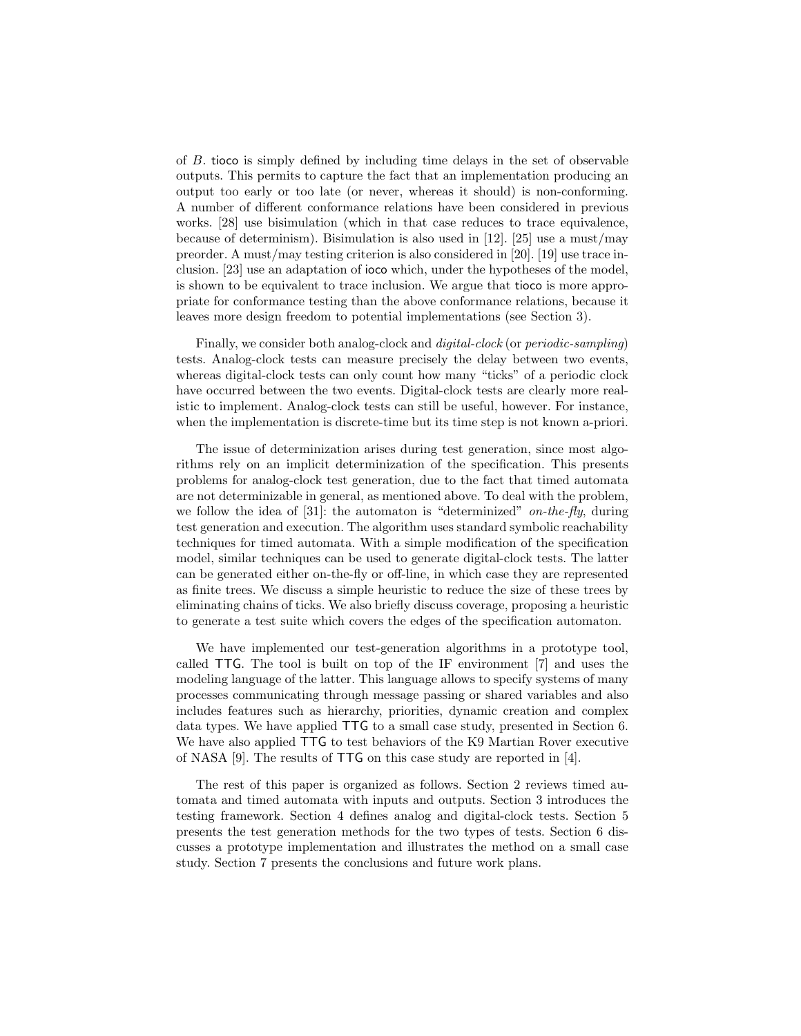of $B$. tioco is simply defined by including time delays in the set of observable outputs. This permits to capture the fact that an implementation producing an output too early or too late (or never, whereas it should) is non-conforming. A number of different conformance relations have been considered in previous works. [28] use bisimulation (which in that case reduces to trace equivalence, because of determinism). Bisimulation is also used in [12]. [25] use a must/may preorder. A must/may testing criterion is also considered in [20]. [19] use trace inclusion. [23] use an adaptation of ioco which, under the hypotheses of the model, is shown to be equivalent to trace inclusion. We argue that tioco is more appropriate for conformance testing than the above conformance relations, because it leaves more design freedom to potential implementations (see Section 3).

Finally, we consider both analog-clock and *digital-clock* (or *periodic-sampling*) tests. Analog-clock tests can measure precisely the delay between two events, whereas digital-clock tests can only count how many "ticks" of a periodic clock have occurred between the two events. Digital-clock tests are clearly more realistic to implement. Analog-clock tests can still be useful, however. For instance, when the implementation is discrete-time but its time step is not known a-priori.

The issue of determinization arises during test generation, since most algorithms rely on an implicit determinization of the specification. This presents problems for analog-clock test generation, due to the fact that timed automata are not determinizable in general, as mentioned above. To deal with the problem, we follow the idea of [31]: the automaton is "determinized" *on-the-fly*, during test generation and execution. The algorithm uses standard symbolic reachability techniques for timed automata. With a simple modification of the specification model, similar techniques can be used to generate digital-clock tests. The latter can be generated either on-the-fly or off-line, in which case they are represented as finite trees. We discuss a simple heuristic to reduce the size of these trees by eliminating chains of ticks. We also briefly discuss coverage, proposing a heuristic to generate a test suite which covers the edges of the specification automaton.

We have implemented our test-generation algorithms in a prototype tool, called TTG. The tool is built on top of the IF environment [7] and uses the modeling language of the latter. This language allows to specify systems of many processes communicating through message passing or shared variables and also includes features such as hierarchy, priorities, dynamic creation and complex data types. We have applied TTG to a small case study, presented in Section 6. We have also applied TTG to test behaviors of the K9 Martian Rover executive of NASA [9]. The results of TTG on this case study are reported in [4].

The rest of this paper is organized as follows. Section 2 reviews timed automata and timed automata with inputs and outputs. Section 3 introduces the testing framework. Section 4 defines analog and digital-clock tests. Section 5 presents the test generation methods for the two types of tests. Section 6 discusses a prototype implementation and illustrates the method on a small case study. Section 7 presents the conclusions and future work plans.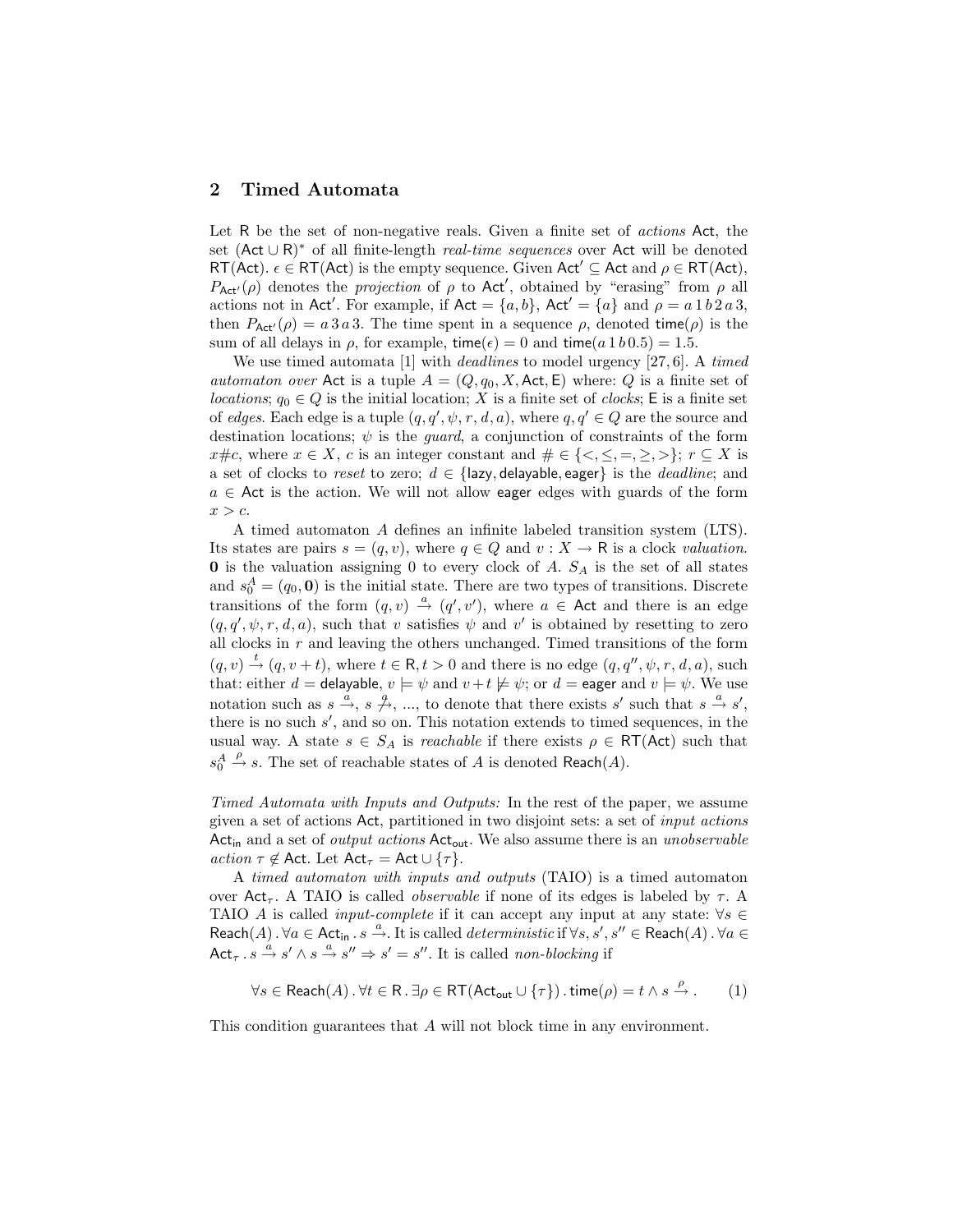## 2 Timed Automata

Let $\mathsf{R}$ be the set of non-negative reals. Given a finite set of *actions* $\mathsf{Act}$, the set $(\mathsf{Act} \cup \mathsf{R})^*$ of all finite-length *real-time sequences* over $\mathsf{Act}$ will be denoted $\mathsf{RT}(\mathsf{Act})$. $\epsilon \in \mathsf{RT}(\mathsf{Act})$ is the empty sequence. Given $\mathsf{Act}' \subseteq \mathsf{Act}$ and $\rho \in \mathsf{RT}(\mathsf{Act})$, $P_{\mathsf{Act}'}(\rho)$ denotes the *projection* of $\rho$ to $\mathsf{Act}'$, obtained by "erasing" from $\rho$ all actions not in $\mathsf{Act}'$. For example, if $\mathsf{Act} = \{a, b\}$, $\mathsf{Act}' = \{a\}$ and $\rho = a\,1\,b\,2\,a\,3$, then $P_{\mathsf{Act}'}(\rho) = a\,3\,a\,3$. The time spent in a sequence $\rho$, denoted $\mathsf{time}(\rho)$ is the sum of all delays in $\rho$, for example, $\mathsf{time}(\epsilon) = 0$ and $\mathsf{time}(a\,1\,b\,0.5) = 1.5$.

We use timed automata [1] with *deadlines* to model urgency [27, 6]. A *timed automaton over* $\mathsf{Act}$ is a tuple $A = (Q, q_0, X, \mathsf{Act}, \mathsf{E})$ where: $Q$ is a finite set of *locations*; $q_0 \in Q$ is the initial location; $X$ is a finite set of *clocks*; $\mathsf{E}$ is a finite set of *edges*. Each edge is a tuple $(q, q', \psi, r, d, a)$, where $q, q' \in Q$ are the source and destination locations; $\psi$ is the *guard*, a conjunction of constraints of the form $x\#c$, where $x \in X$, $c$ is an integer constant and $\# \in \{<, \leq, =, \geq, >\}$; $r \subseteq X$ is a set of clocks to *reset* to zero; $d \in \{\mathsf{lazy}, \mathsf{delayable}, \mathsf{eager}\}$ is the *deadline*; and $a \in \mathsf{Act}$ is the action. We will not allow $\mathsf{eager}$ edges with guards of the form $x > c$.

A timed automaton $A$ defines an infinite labeled transition system (LTS). Its states are pairs $s = (q, v)$, where $q \in Q$ and $v : X \to \mathsf{R}$ is a clock *valuation*. $\mathbf{0}$ is the valuation assigning 0 to every clock of $A$. $S_A$ is the set of all states and $s_0^A = (q_0, \mathbf{0})$ is the initial state. There are two types of transitions. Discrete transitions of the form $(q, v) \xrightarrow{a} (q', v')$, where $a \in \mathsf{Act}$ and there is an edge $(q, q', \psi, r, d, a)$, such that $v$ satisfies $\psi$ and $v'$ is obtained by resetting to zero all clocks in $r$ and leaving the others unchanged. Timed transitions of the form $(q, v) \xrightarrow{t} (q, v + t)$, where $t \in \mathsf{R}, t > 0$ and there is no edge $(q, q'', \psi, r, d, a)$, such that: either $d = \mathsf{delayable}$, $v \models \psi$ and $v + t \not\models \psi$; or $d = \mathsf{eager}$ and $v \models \psi$. We use notation such as $s \xrightarrow{a}$, $s \not\xrightarrow{a}$, ..., to denote that there exists $s'$ such that $s \xrightarrow{a} s'$, there is no such $s'$, and so on. This notation extends to timed sequences, in the usual way. A state $s \in S_A$ is *reachable* if there exists $\rho \in \mathsf{RT}(\mathsf{Act})$ such that $s_0^A \xrightarrow{\rho} s$. The set of reachable states of $A$ is denoted $\mathsf{Reach}(A)$.

*Timed Automata with Inputs and Outputs:* In the rest of the paper, we assume given a set of actions $\mathsf{Act}$, partitioned in two disjoint sets: a set of *input actions* $\mathsf{Act}_{\mathsf{in}}$ and a set of *output actions* $\mathsf{Act}_{\mathsf{out}}$. We also assume there is an *unobservable action* $\tau \notin \mathsf{Act}$. Let $\mathsf{Act}_\tau = \mathsf{Act} \cup \{\tau\}$.

A *timed automaton with inputs and outputs* (TAIO) is a timed automaton over $\mathsf{Act}_\tau$. A TAIO is called *observable* if none of its edges is labeled by $\tau$. A TAIO $A$ is called *input-complete* if it can accept any input at any state: $\forall s \in \mathsf{Reach}(A) \,.\, \forall a \in \mathsf{Act}_{\mathsf{in}} \,.\, s \xrightarrow{a}$. It is called *deterministic* if $\forall s, s', s'' \in \mathsf{Reach}(A) \,.\, \forall a \in \mathsf{Act}_\tau \,.\, s \xrightarrow{a} s' \wedge s \xrightarrow{a} s'' \Rightarrow s' = s''$. It is called *non-blocking* if

$$\forall s \in \mathsf{Reach}(A) \,.\, \forall t \in \mathsf{R} \,.\, \exists \rho \in \mathsf{RT}(\mathsf{Act}_{\mathsf{out}} \cup \{\tau\}) \,.\, \mathsf{time}(\rho) = t \wedge s \xrightarrow{\rho} . \qquad (1)$$

This condition guarantees that $A$ will not block time in any environment.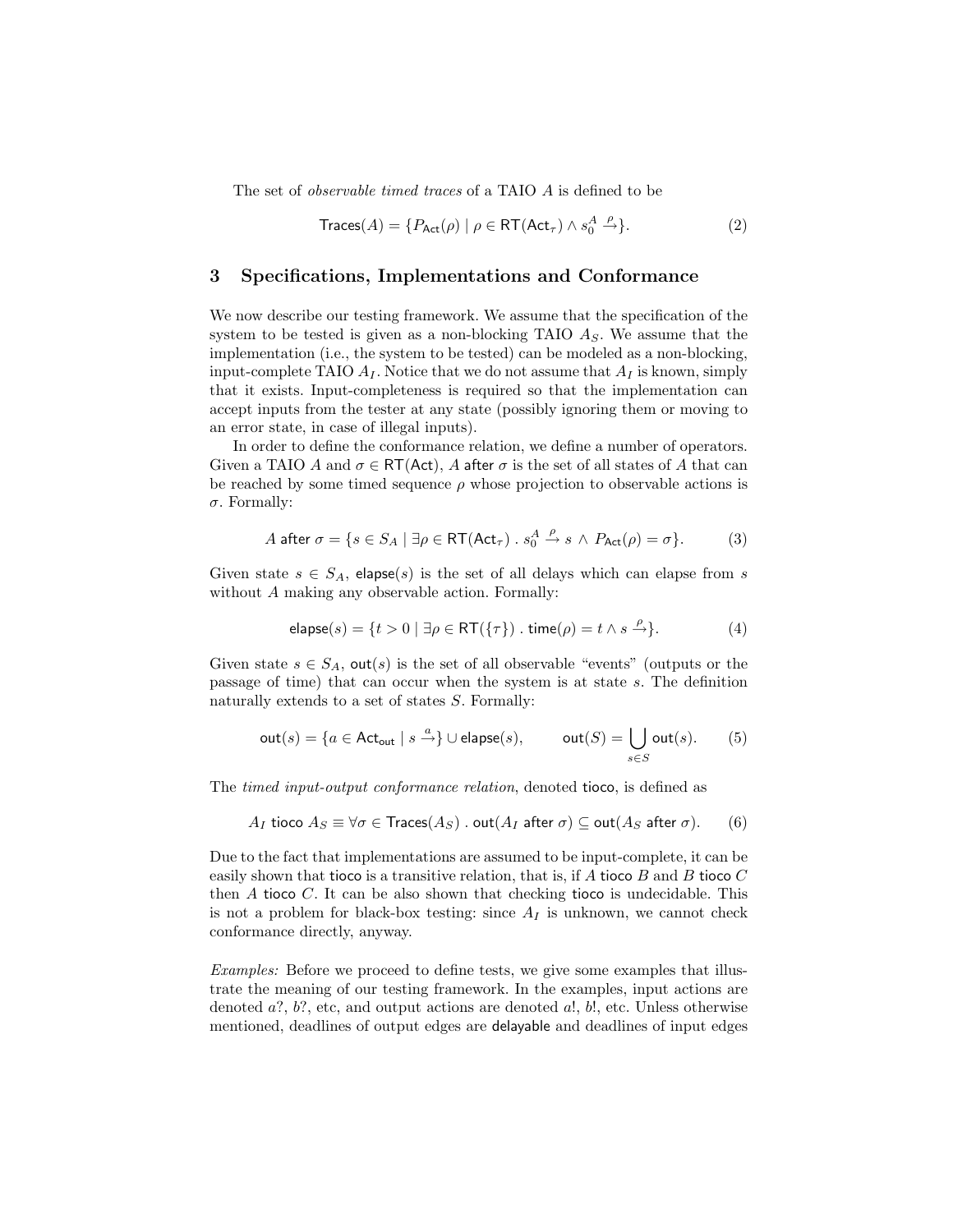The set of *observable timed traces* of a TAIO $A$ is defined to be

$$\mathsf{Traces}(A) = \{P_{\mathsf{Act}}(\rho) \mid \rho \in \mathsf{RT}(\mathsf{Act}_\tau) \wedge s_0^A \xrightarrow{\rho}\}. \tag{2}$$

## 3 Specifications, Implementations and Conformance

We now describe our testing framework. We assume that the specification of the system to be tested is given as a non-blocking TAIO $A_S$. We assume that the implementation (i.e., the system to be tested) can be modeled as a non-blocking, input-complete TAIO $A_I$. Notice that we do not assume that $A_I$ is known, simply that it exists. Input-completeness is required so that the implementation can accept inputs from the tester at any state (possibly ignoring them or moving to an error state, in case of illegal inputs).

In order to define the conformance relation, we define a number of operators. Given a TAIO $A$ and $\sigma \in \mathsf{RT}(\mathsf{Act})$, $A$ after $\sigma$ is the set of all states of $A$ that can be reached by some timed sequence $\rho$ whose projection to observable actions is $\sigma$. Formally:

$$A \;\mathsf{after}\; \sigma = \{s \in S_A \mid \exists \rho \in \mathsf{RT}(\mathsf{Act}_\tau) \;.\; s_0^A \xrightarrow{\rho} s \;\wedge\; P_{\mathsf{Act}}(\rho) = \sigma\}. \tag{3}$$

Given state $s \in S_A$, $\mathsf{elapse}(s)$ is the set of all delays which can elapse from $s$ without $A$ making any observable action. Formally:

$$\mathsf{elapse}(s) = \{t > 0 \mid \exists \rho \in \mathsf{RT}(\{\tau\}) \;.\; \mathsf{time}(\rho) = t \wedge s \xrightarrow{\rho}\}. \tag{4}$$

Given state $s \in S_A$, $\mathsf{out}(s)$ is the set of all observable "events" (outputs or the passage of time) that can occur when the system is at state $s$. The definition naturally extends to a set of states $S$. Formally:

$$\mathsf{out}(s) = \{a \in \mathsf{Act}_{\mathsf{out}} \mid s \xrightarrow{a}\} \cup \mathsf{elapse}(s), \qquad \mathsf{out}(S) = \bigcup_{s \in S} \mathsf{out}(s). \tag{5}$$

The *timed input-output conformance relation*, denoted $\mathsf{tioco}$, is defined as

$$A_I \;\mathsf{tioco}\; A_S \equiv \forall \sigma \in \mathsf{Traces}(A_S) \;.\; \mathsf{out}(A_I \;\mathsf{after}\; \sigma) \subseteq \mathsf{out}(A_S \;\mathsf{after}\; \sigma). \tag{6}$$

Due to the fact that implementations are assumed to be input-complete, it can be easily shown that $\mathsf{tioco}$ is a transitive relation, that is, if $A$ $\mathsf{tioco}$ $B$ and $B$ $\mathsf{tioco}$ $C$ then $A$ $\mathsf{tioco}$ $C$. It can be also shown that checking $\mathsf{tioco}$ is undecidable. This is not a problem for black-box testing: since $A_I$ is unknown, we cannot check conformance directly, anyway.

*Examples:* Before we proceed to define tests, we give some examples that illustrate the meaning of our testing framework. In the examples, input actions are denoted $a?$, $b?$, etc, and output actions are denoted $a!$, $b!$, etc. Unless otherwise mentioned, deadlines of output edges are $\mathsf{delayable}$ and deadlines of input edges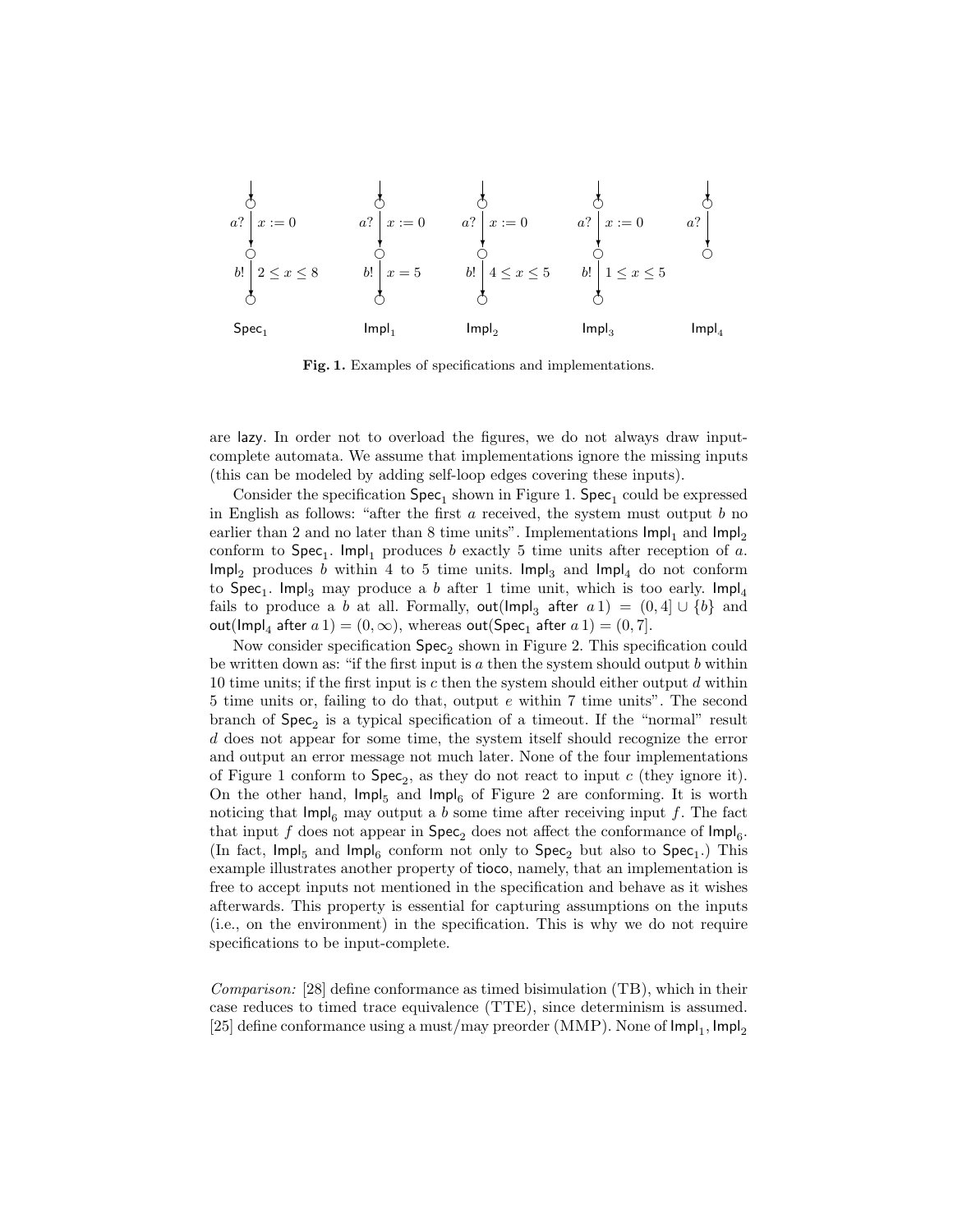Spec$_1$: $a?$, $x := 0$; $b!$, $2 \leq x \leq 8$

Impl$_1$: $a?$, $x := 0$; $b!$, $x = 5$

Impl$_2$: $a?$, $x := 0$; $b!$, $4 \leq x \leq 5$

Impl$_3$: $a?$, $x := 0$; $b!$, $1 \leq x \leq 5$

Impl$_4$: $a?$

**Fig. 1.** Examples of specifications and implementations.

are lazy. In order not to overload the figures, we do not always draw input-complete automata. We assume that implementations ignore the missing inputs (this can be modeled by adding self-loop edges covering these inputs).

Consider the specification Spec$_1$ shown in Figure 1. Spec$_1$ could be expressed in English as follows: "after the first $a$ received, the system must output $b$ no earlier than 2 and no later than 8 time units". Implementations Impl$_1$ and Impl$_2$ conform to Spec$_1$. Impl$_1$ produces $b$ exactly 5 time units after reception of $a$. Impl$_2$ produces $b$ within 4 to 5 time units. Impl$_3$ and Impl$_4$ do not conform to Spec$_1$. Impl$_3$ may produce a $b$ after 1 time unit, which is too early. Impl$_4$ fails to produce a $b$ at all. Formally, $\mathsf{out}(\mathsf{Impl}_3 \text{ after } a\,1) = (0,4] \cup \{b\}$ and $\mathsf{out}(\mathsf{Impl}_4 \text{ after } a\,1) = (0,\infty)$, whereas $\mathsf{out}(\mathsf{Spec}_1 \text{ after } a\,1) = (0,7]$.

Now consider specification Spec$_2$ shown in Figure 2. This specification could be written down as: "if the first input is $a$ then the system should output $b$ within 10 time units; if the first input is $c$ then the system should either output $d$ within 5 time units or, failing to do that, output $e$ within 7 time units". The second branch of Spec$_2$ is a typical specification of a timeout. If the "normal" result $d$ does not appear for some time, the system itself should recognize the error and output an error message not much later. None of the four implementations of Figure 1 conform to Spec$_2$, as they do not react to input $c$ (they ignore it). On the other hand, Impl$_5$ and Impl$_6$ of Figure 2 are conforming. It is worth noticing that Impl$_6$ may output a $b$ some time after receiving input $f$. The fact that input $f$ does not appear in Spec$_2$ does not affect the conformance of Impl$_6$. (In fact, Impl$_5$ and Impl$_6$ conform not only to Spec$_2$ but also to Spec$_1$.) This example illustrates another property of tioco, namely, that an implementation is free to accept inputs not mentioned in the specification and behave as it wishes afterwards. This property is essential for capturing assumptions on the inputs (i.e., on the environment) in the specification. This is why we do not require specifications to be input-complete.

*Comparison:* [28] define conformance as timed bisimulation (TB), which in their case reduces to timed trace equivalence (TTE), since determinism is assumed. [25] define conformance using a must/may preorder (MMP). None of Impl$_1$, Impl$_2$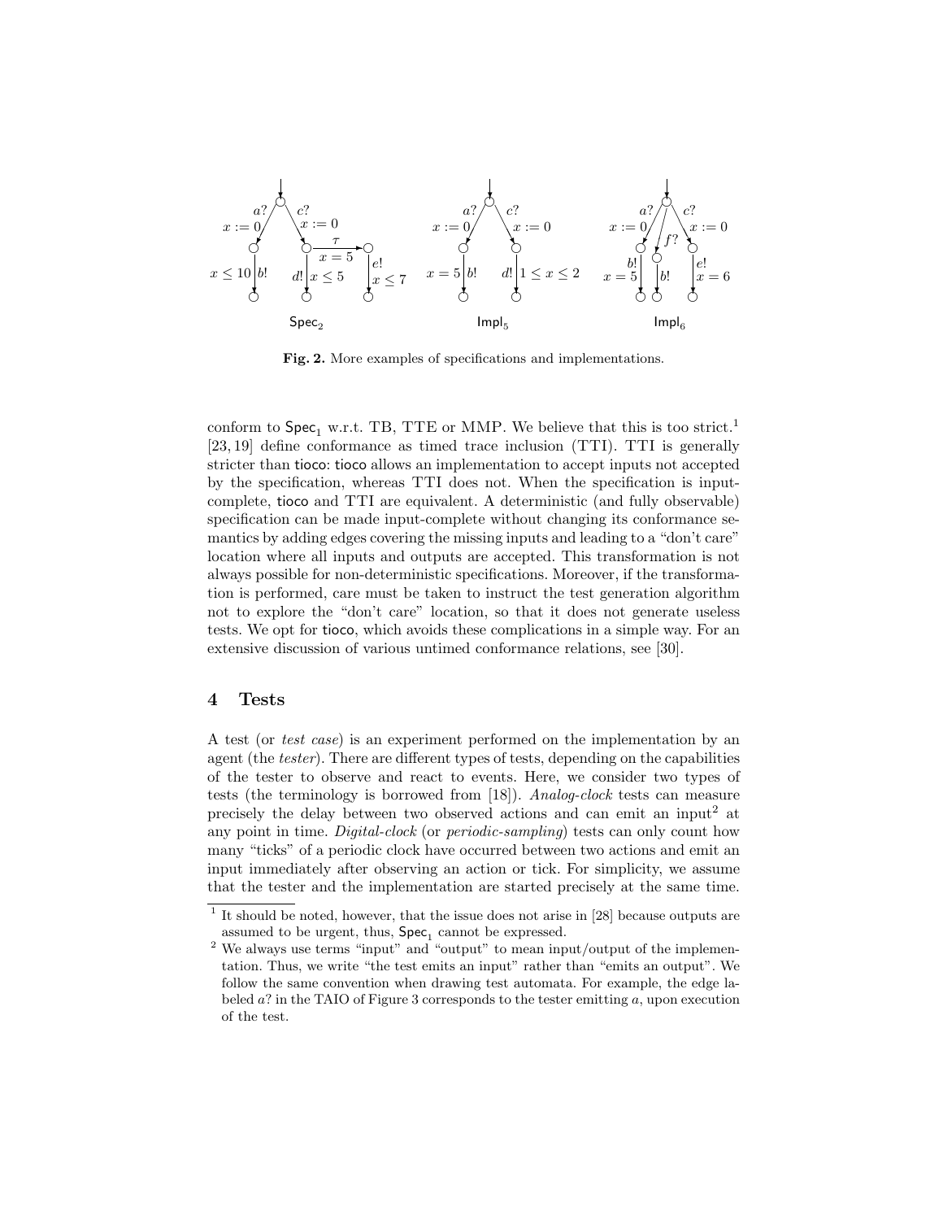**Fig. 2.** More examples of specifications and implementations.

conform to $\mathsf{Spec}_1$ w.r.t. TB, TTE or MMP. We believe that this is too strict.[1] [23, 19] define conformance as timed trace inclusion (TTI). TTI is generally stricter than tioco: tioco allows an implementation to accept inputs not accepted by the specification, whereas TTI does not. When the specification is input-complete, tioco and TTI are equivalent. A deterministic (and fully observable) specification can be made input-complete without changing its conformance semantics by adding edges covering the missing inputs and leading to a "don't care" location where all inputs and outputs are accepted. This transformation is not always possible for non-deterministic specifications. Moreover, if the transformation is performed, care must be taken to instruct the test generation algorithm not to explore the "don't care" location, so that it does not generate useless tests. We opt for tioco, which avoids these complications in a simple way. For an extensive discussion of various untimed conformance relations, see [30].

## 4 Tests

A test (or *test case*) is an experiment performed on the implementation by an agent (the *tester*). There are different types of tests, depending on the capabilities of the tester to observe and react to events. Here, we consider two types of tests (the terminology is borrowed from [18]). *Analog-clock* tests can measure precisely the delay between two observed actions and can emit an input[2] at any point in time. *Digital-clock* (or *periodic-sampling*) tests can only count how many "ticks" of a periodic clock have occurred between two actions and emit an input immediately after observing an action or tick. For simplicity, we assume that the tester and the implementation are started precisely at the same time.

[1] It should be noted, however, that the issue does not arise in [28] because outputs are assumed to be urgent, thus, $\mathsf{Spec}_1$ cannot be expressed.

[2] We always use terms "input" and "output" to mean input/output of the implementation. Thus, we write "the test emits an input" rather than "emits an output". We follow the same convention when drawing test automata. For example, the edge labeled $a?$ in the TAIO of Figure 3 corresponds to the tester emitting $a$, upon execution of the test.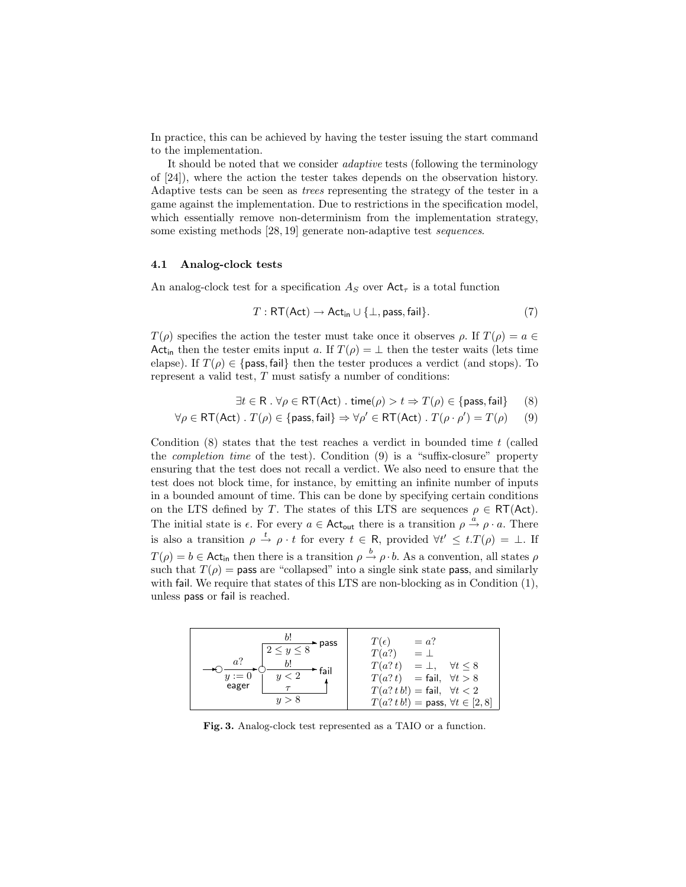In practice, this can be achieved by having the tester issuing the start command to the implementation.

It should be noted that we consider *adaptive* tests (following the terminology of [24]), where the action the tester takes depends on the observation history. Adaptive tests can be seen as *trees* representing the strategy of the tester in a game against the implementation. Due to restrictions in the specification model, which essentially remove non-determinism from the implementation strategy, some existing methods [28, 19] generate non-adaptive test *sequences*.

### 4.1 Analog-clock tests

An analog-clock test for a specification $A_S$ over $\mathsf{Act}_\tau$ is a total function

$$T : \mathsf{RT}(\mathsf{Act}) \rightarrow \mathsf{Act_{in}} \cup \{\bot, \mathsf{pass}, \mathsf{fail}\}. \tag{7}$$

$T(\rho)$ specifies the action the tester must take once it observes $\rho$. If $T(\rho) = a \in \mathsf{Act_{in}}$ then the tester emits input $a$. If $T(\rho) = \bot$ then the tester waits (lets time elapse). If $T(\rho) \in \{\mathsf{pass}, \mathsf{fail}\}$ then the tester produces a verdict (and stops). To represent a valid test, $T$ must satisfy a number of conditions:

$$\exists t \in \mathsf{R} \;.\; \forall \rho \in \mathsf{RT}(\mathsf{Act}) \;.\; \mathsf{time}(\rho) > t \Rightarrow T(\rho) \in \{\mathsf{pass}, \mathsf{fail}\} \tag{8}$$

$$\forall \rho \in \mathsf{RT}(\mathsf{Act}) \;.\; T(\rho) \in \{\mathsf{pass}, \mathsf{fail}\} \Rightarrow \forall \rho' \in \mathsf{RT}(\mathsf{Act}) \;.\; T(\rho \cdot \rho') = T(\rho) \tag{9}$$

Condition (8) states that the test reaches a verdict in bounded time $t$ (called the *completion time* of the test). Condition (9) is a "suffix-closure" property ensuring that the test does not recall a verdict. We also need to ensure that the test does not block time, for instance, by emitting an infinite number of inputs in a bounded amount of time. This can be done by specifying certain conditions on the LTS defined by $T$. The states of this LTS are sequences $\rho \in \mathsf{RT}(\mathsf{Act})$. The initial state is $\epsilon$. For every $a \in \mathsf{Act_{out}}$ there is a transition $\rho \xrightarrow{a} \rho \cdot a$. There is also a transition $\rho \xrightarrow{t} \rho \cdot t$ for every $t \in \mathsf{R}$, provided $\forall t' \leq t . T(\rho) = \bot$. If $T(\rho) = b \in \mathsf{Act_{in}}$ then there is a transition $\rho \xrightarrow{b} \rho \cdot b$. As a convention, all states $\rho$ such that $T(\rho) = \mathsf{pass}$ are "collapsed" into a single sink state $\mathsf{pass}$, and similarly with $\mathsf{fail}$. We require that states of this LTS are non-blocking as in Condition (1), unless $\mathsf{pass}$ or $\mathsf{fail}$ is reached.

$T(\epsilon) = a?$
$T(a?) = \bot$
$T(a?\,t) = \bot, \quad \forall t \leq 8$
$T(a?\,t) = \mathsf{fail}, \quad \forall t > 8$
$T(a?\,t\,b!) = \mathsf{fail}, \quad \forall t < 2$
$T(a?\,t\,b!) = \mathsf{pass}, \; \forall t \in [2, 8]$

**Fig. 3.** Analog-clock test represented as a TAIO or a function.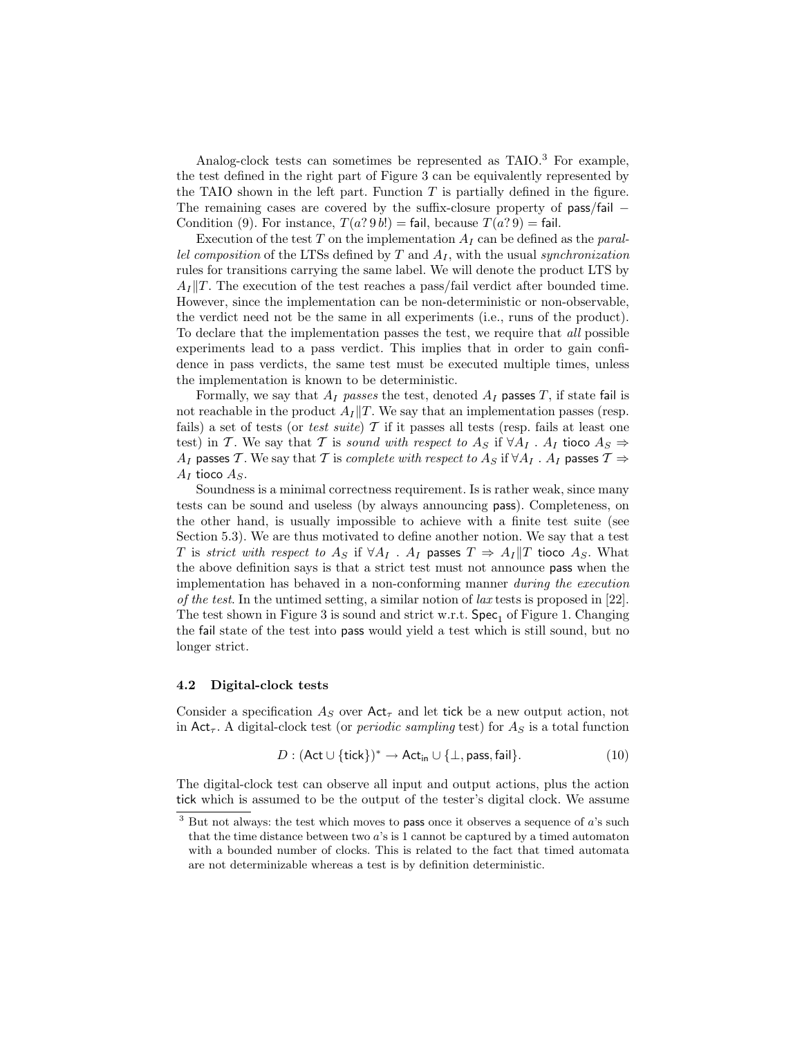Analog-clock tests can sometimes be represented as TAIO.[3] For example, the test defined in the right part of Figure 3 can be equivalently represented by the TAIO shown in the left part. Function $T$ is partially defined in the figure. The remaining cases are covered by the suffix-closure property of pass/fail – Condition (9). For instance, $T(a?\,9\,b!) = \mathsf{fail}$, because $T(a?\,9) = \mathsf{fail}$.

Execution of the test $T$ on the implementation $A_I$ can be defined as the *parallel composition* of the LTSs defined by $T$ and $A_I$, with the usual *synchronization* rules for transitions carrying the same label. We will denote the product LTS by $A_I \| T$. The execution of the test reaches a pass/fail verdict after bounded time. However, since the implementation can be non-deterministic or non-observable, the verdict need not be the same in all experiments (i.e., runs of the product). To declare that the implementation passes the test, we require that *all* possible experiments lead to a pass verdict. This implies that in order to gain confidence in pass verdicts, the same test must be executed multiple times, unless the implementation is known to be deterministic.

Formally, we say that $A_I$ *passes* the test, denoted $A_I$ passes $T$, if state fail is not reachable in the product $A_I \| T$. We say that an implementation passes (resp. fails) a set of tests (or *test suite*) $\mathcal{T}$ if it passes all tests (resp. fails at least one test) in $\mathcal{T}$. We say that $\mathcal{T}$ is *sound with respect to* $A_S$ if $\forall A_I \,.\, A_I$ tioco $A_S \Rightarrow A_I$ passes $\mathcal{T}$. We say that $\mathcal{T}$ is *complete with respect to* $A_S$ if $\forall A_I \,.\, A_I$ passes $\mathcal{T} \Rightarrow A_I$ tioco $A_S$.

Soundness is a minimal correctness requirement. Is is rather weak, since many tests can be sound and useless (by always announcing pass). Completeness, on the other hand, is usually impossible to achieve with a finite test suite (see Section 5.3). We are thus motivated to define another notion. We say that a test $T$ is *strict with respect to* $A_S$ if $\forall A_I \,.\, A_I$ passes $T \Rightarrow A_I \| T$ tioco $A_S$. What the above definition says is that a strict test must not announce pass when the implementation has behaved in a non-conforming manner *during the execution of the test*. In the untimed setting, a similar notion of *lax* tests is proposed in [22]. The test shown in Figure 3 is sound and strict w.r.t. $\mathsf{Spec}_1$ of Figure 1. Changing the fail state of the test into pass would yield a test which is still sound, but no longer strict.

### 4.2 Digital-clock tests

Consider a specification $A_S$ over $\mathsf{Act}_\tau$ and let tick be a new output action, not in $\mathsf{Act}_\tau$. A digital-clock test (or *periodic sampling* test) for $A_S$ is a total function

$$D : (\mathsf{Act} \cup \{\mathsf{tick}\})^* \rightarrow \mathsf{Act}_{\mathsf{in}} \cup \{\bot, \mathsf{pass}, \mathsf{fail}\}. \tag{10}$$

The digital-clock test can observe all input and output actions, plus the action tick which is assumed to be the output of the tester's digital clock. We assume

[3] But not always: the test which moves to pass once it observes a sequence of $a$'s such that the time distance between two $a$'s is 1 cannot be captured by a timed automaton with a bounded number of clocks. This is related to the fact that timed automata are not determinizable whereas a test is by definition deterministic.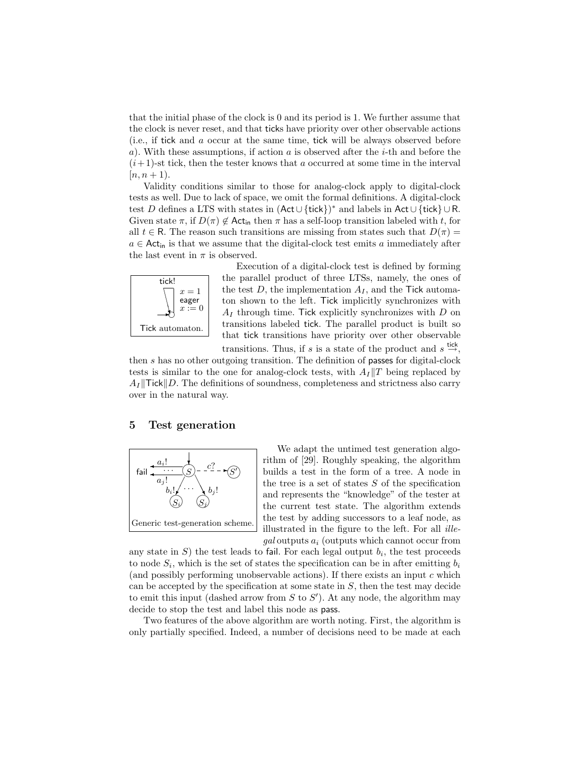that the initial phase of the clock is 0 and its period is 1. We further assume that the clock is never reset, and that ticks have priority over other observable actions (i.e., if tick and $a$ occur at the same time, tick will be always observed before $a$). With these assumptions, if action $a$ is observed after the $i$-th and before the $(i+1)$-st tick, then the tester knows that $a$ occurred at some time in the interval $[n, n+1)$.

Validity conditions similar to those for analog-clock apply to digital-clock tests as well. Due to lack of space, we omit the formal definitions. A digital-clock test $D$ defines a LTS with states in $(\mathsf{Act} \cup \{\mathsf{tick}\})^*$ and labels in $\mathsf{Act} \cup \{\mathsf{tick}\} \cup \mathsf{R}$. Given state $\pi$, if $D(\pi) \notin \mathsf{Act_{in}}$ then $\pi$ has a self-loop transition labeled with $t$, for all $t \in \mathsf{R}$. The reason such transitions are missing from states such that $D(\pi) = a \in \mathsf{Act_{in}}$ is that we assume that the digital-clock test emits $a$ immediately after the last event in $\pi$ is observed.

tick! $x = 1$ eager $x := 0$

Tick automaton.

Execution of a digital-clock test is defined by forming the parallel product of three LTSs, namely, the ones of the test $D$, the implementation $A_I$, and the Tick automaton shown to the left. Tick implicitly synchronizes with $A_I$ through time. Tick explicitly synchronizes with $D$ on transitions labeled tick. The parallel product is built so that tick transitions have priority over other observable transitions. Thus, if $s$ is a state of the product and $s \xrightarrow{\mathsf{tick}}$, then $s$ has no other outgoing transition. The definition of passes for digital-clock tests is similar to the one for analog-clock tests, with $A_I \| T$ being replaced by $A_I \| \mathsf{Tick} \| D$. The definitions of soundness, completeness and strictness also carry over in the natural way.

## 5 Test generation

Generic test-generation scheme.

We adapt the untimed test generation algorithm of [29]. Roughly speaking, the algorithm builds a test in the form of a tree. A node in the tree is a set of states $S$ of the specification and represents the "knowledge" of the tester at the current test state. The algorithm extends the test by adding successors to a leaf node, as illustrated in the figure to the left. For all *illegal* outputs $a_i$ (outputs which cannot occur from any state in $S$) the test leads to fail. For each legal output $b_i$, the test proceeds to node $S_i$, which is the set of states the specification can be in after emitting $b_i$ (and possibly performing unobservable actions). If there exists an input $c$ which can be accepted by the specification at some state in $S$, then the test may decide to emit this input (dashed arrow from $S$ to $S'$). At any node, the algorithm may decide to stop the test and label this node as pass.

Two features of the above algorithm are worth noting. First, the algorithm is only partially specified. Indeed, a number of decisions need to be made at each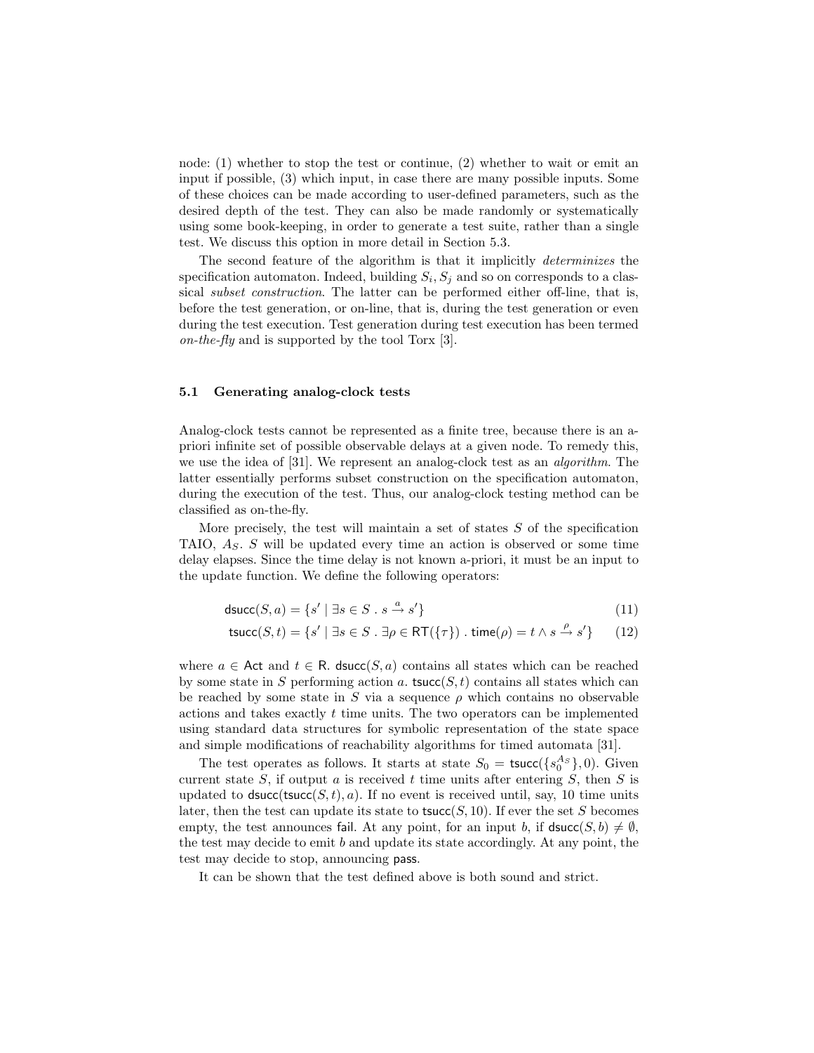node: (1) whether to stop the test or continue, (2) whether to wait or emit an input if possible, (3) which input, in case there are many possible inputs. Some of these choices can be made according to user-defined parameters, such as the desired depth of the test. They can also be made randomly or systematically using some book-keeping, in order to generate a test suite, rather than a single test. We discuss this option in more detail in Section 5.3.

The second feature of the algorithm is that it implicitly *determinizes* the specification automaton. Indeed, building $S_i, S_j$ and so on corresponds to a classical *subset construction*. The latter can be performed either off-line, that is, before the test generation, or on-line, that is, during the test generation or even during the test execution. Test generation during test execution has been termed *on-the-fly* and is supported by the tool Torx [3].

### 5.1 Generating analog-clock tests

Analog-clock tests cannot be represented as a finite tree, because there is an a-priori infinite set of possible observable delays at a given node. To remedy this, we use the idea of [31]. We represent an analog-clock test as an *algorithm*. The latter essentially performs subset construction on the specification automaton, during the execution of the test. Thus, our analog-clock testing method can be classified as on-the-fly.

More precisely, the test will maintain a set of states $S$ of the specification TAIO, $A_S$. $S$ will be updated every time an action is observed or some time delay elapses. Since the time delay is not known a-priori, it must be an input to the update function. We define the following operators:

$$\mathsf{dsucc}(S, a) = \{s' \mid \exists s \in S \;.\; s \xrightarrow{a} s'\} \tag{11}$$

$$\mathsf{tsucc}(S, t) = \{s' \mid \exists s \in S \;.\; \exists \rho \in \mathsf{RT}(\{\tau\}) \;.\; \mathsf{time}(\rho) = t \wedge s \xrightarrow{\rho} s'\} \tag{12}$$

where $a \in \mathsf{Act}$ and $t \in \mathsf{R}$. $\mathsf{dsucc}(S, a)$ contains all states which can be reached by some state in $S$ performing action $a$. $\mathsf{tsucc}(S, t)$ contains all states which can be reached by some state in $S$ via a sequence $\rho$ which contains no observable actions and takes exactly $t$ time units. The two operators can be implemented using standard data structures for symbolic representation of the state space and simple modifications of reachability algorithms for timed automata [31].

The test operates as follows. It starts at state $S_0 = \mathsf{tsucc}(\{s_0^{A_S}\}, 0)$. Given current state $S$, if output $a$ is received $t$ time units after entering $S$, then $S$ is updated to $\mathsf{dsucc}(\mathsf{tsucc}(S, t), a)$. If no event is received until, say, 10 time units later, then the test can update its state to $\mathsf{tsucc}(S, 10)$. If ever the set $S$ becomes empty, the test announces $\mathsf{fail}$. At any point, for an input $b$, if $\mathsf{dsucc}(S, b) \neq \emptyset$, the test may decide to emit $b$ and update its state accordingly. At any point, the test may decide to stop, announcing $\mathsf{pass}$.

It can be shown that the test defined above is both sound and strict.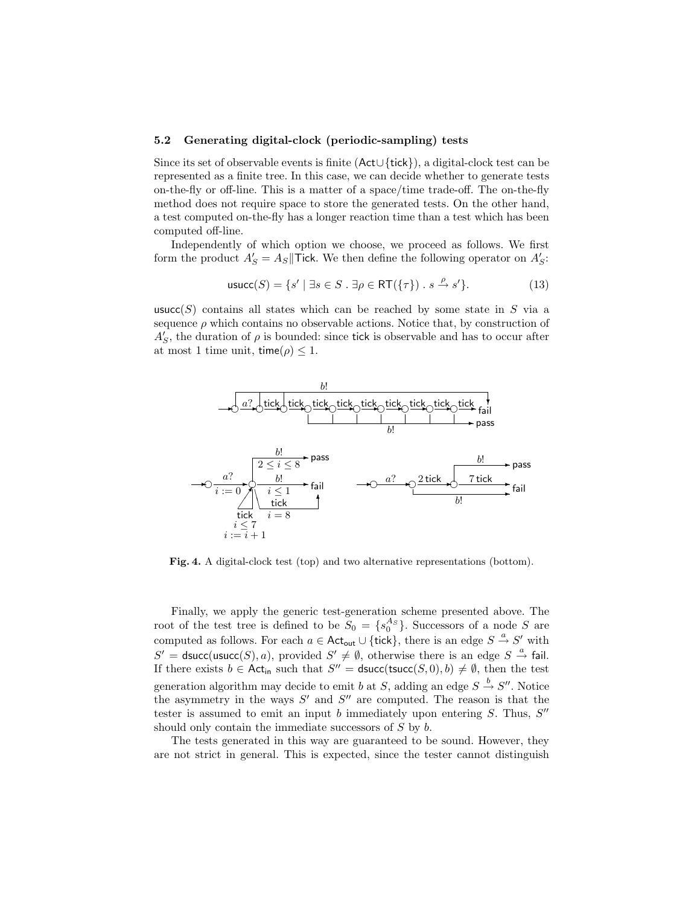### 5.2 Generating digital-clock (periodic-sampling) tests

Since its set of observable events is finite ($\mathsf{Act} \cup \{\mathsf{tick}\}$), a digital-clock test can be represented as a finite tree. In this case, we can decide whether to generate tests on-the-fly or off-line. This is a matter of a space/time trade-off. The on-the-fly method does not require space to store the generated tests. On the other hand, a test computed on-the-fly has a longer reaction time than a test which has been computed off-line.

Independently of which option we choose, we proceed as follows. We first form the product $A'_S = A_S \| \mathsf{Tick}$. We then define the following operator on $A'_S$:

$$\mathsf{usucc}(S) = \{s' \mid \exists s \in S \;.\; \exists \rho \in \mathsf{RT}(\{\tau\}) \;.\; s \xrightarrow{\rho} s'\}. \tag{13}$$

$\mathsf{usucc}(S)$ contains all states which can be reached by some state in $S$ via a sequence $\rho$ which contains no observable actions. Notice that, by construction of $A'_S$, the duration of $\rho$ is bounded: since $\mathsf{tick}$ is observable and has to occur after at most 1 time unit, $\mathsf{time}(\rho) \leq 1$.

**Fig. 4.** A digital-clock test (top) and two alternative representations (bottom).

Finally, we apply the generic test-generation scheme presented above. The root of the test tree is defined to be $S_0 = \{s_0^{A_S}\}$. Successors of a node $S$ are computed as follows. For each $a \in \mathsf{Act_{out}} \cup \{\mathsf{tick}\}$, there is an edge $S \xrightarrow{a} S'$ with $S' = \mathsf{dsucc}(\mathsf{usucc}(S), a)$, provided $S' \neq \emptyset$, otherwise there is an edge $S \xrightarrow{a} \mathsf{fail}$. If there exists $b \in \mathsf{Act_{in}}$ such that $S'' = \mathsf{dsucc}(\mathsf{tsucc}(S, 0), b) \neq \emptyset$, then the test generation algorithm may decide to emit $b$ at $S$, adding an edge $S \xrightarrow{b} S''$. Notice the asymmetry in the ways $S'$ and $S''$ are computed. The reason is that the tester is assumed to emit an input $b$ immediately upon entering $S$. Thus, $S''$ should only contain the immediate successors of $S$ by $b$.

The tests generated in this way are guaranteed to be sound. However, they are not strict in general. This is expected, since the tester cannot distinguish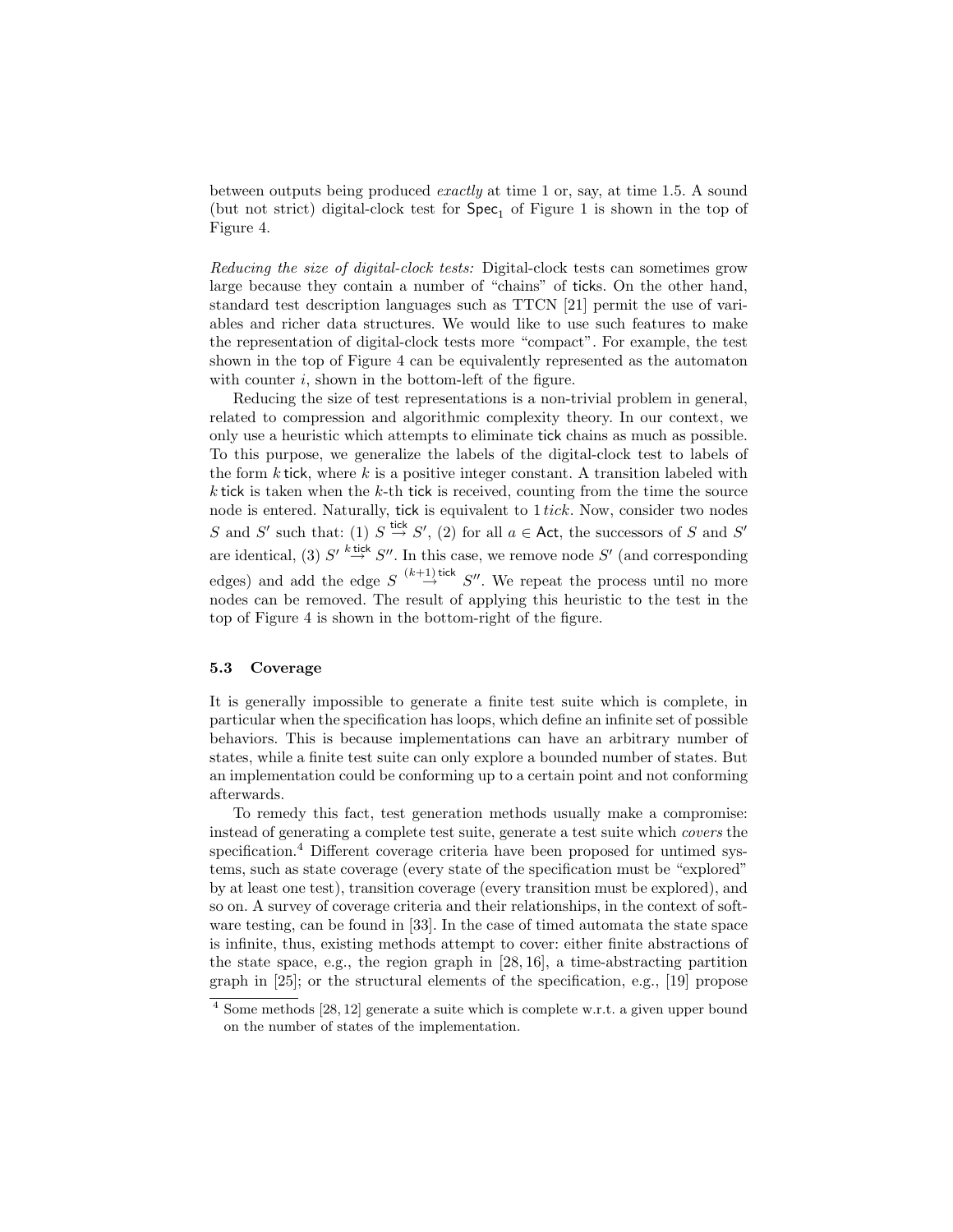between outputs being produced *exactly* at time 1 or, say, at time 1.5. A sound (but not strict) digital-clock test for $\mathsf{Spec}_1$ of Figure 1 is shown in the top of Figure 4.

*Reducing the size of digital-clock tests:* Digital-clock tests can sometimes grow large because they contain a number of "chains" of $\mathsf{tick}$s. On the other hand, standard test description languages such as TTCN [21] permit the use of variables and richer data structures. We would like to use such features to make the representation of digital-clock tests more "compact". For example, the test shown in the top of Figure 4 can be equivalently represented as the automaton with counter $i$, shown in the bottom-left of the figure.

Reducing the size of test representations is a non-trivial problem in general, related to compression and algorithmic complexity theory. In our context, we only use a heuristic which attempts to eliminate $\mathsf{tick}$ chains as much as possible. To this purpose, we generalize the labels of the digital-clock test to labels of the form $k\,\mathsf{tick}$, where $k$ is a positive integer constant. A transition labeled with $k\,\mathsf{tick}$ is taken when the $k$-th $\mathsf{tick}$ is received, counting from the time the source node is entered. Naturally, $\mathsf{tick}$ is equivalent to $1\,tick$. Now, consider two nodes $S$ and $S'$ such that: (1) $S \stackrel{\mathsf{tick}}{\to} S'$, (2) for all $a \in \mathsf{Act}$, the successors of $S$ and $S'$ are identical, (3) $S' \stackrel{k\,\mathsf{tick}}{\to} S''$. In this case, we remove node $S'$ (and corresponding edges) and add the edge $S \stackrel{(k+1)\,\mathsf{tick}}{\to} S''$. We repeat the process until no more nodes can be removed. The result of applying this heuristic to the test in the top of Figure 4 is shown in the bottom-right of the figure.

### 5.3 Coverage

It is generally impossible to generate a finite test suite which is complete, in particular when the specification has loops, which define an infinite set of possible behaviors. This is because implementations can have an arbitrary number of states, while a finite test suite can only explore a bounded number of states. But an implementation could be conforming up to a certain point and not conforming afterwards.

To remedy this fact, test generation methods usually make a compromise: instead of generating a complete test suite, generate a test suite which *covers* the specification.[4] Different coverage criteria have been proposed for untimed systems, such as state coverage (every state of the specification must be "explored" by at least one test), transition coverage (every transition must be explored), and so on. A survey of coverage criteria and their relationships, in the context of software testing, can be found in [33]. In the case of timed automata the state space is infinite, thus, existing methods attempt to cover: either finite abstractions of the state space, e.g., the region graph in [28, 16], a time-abstracting partition graph in [25]; or the structural elements of the specification, e.g., [19] propose

[4] Some methods [28, 12] generate a suite which is complete w.r.t. a given upper bound on the number of states of the implementation.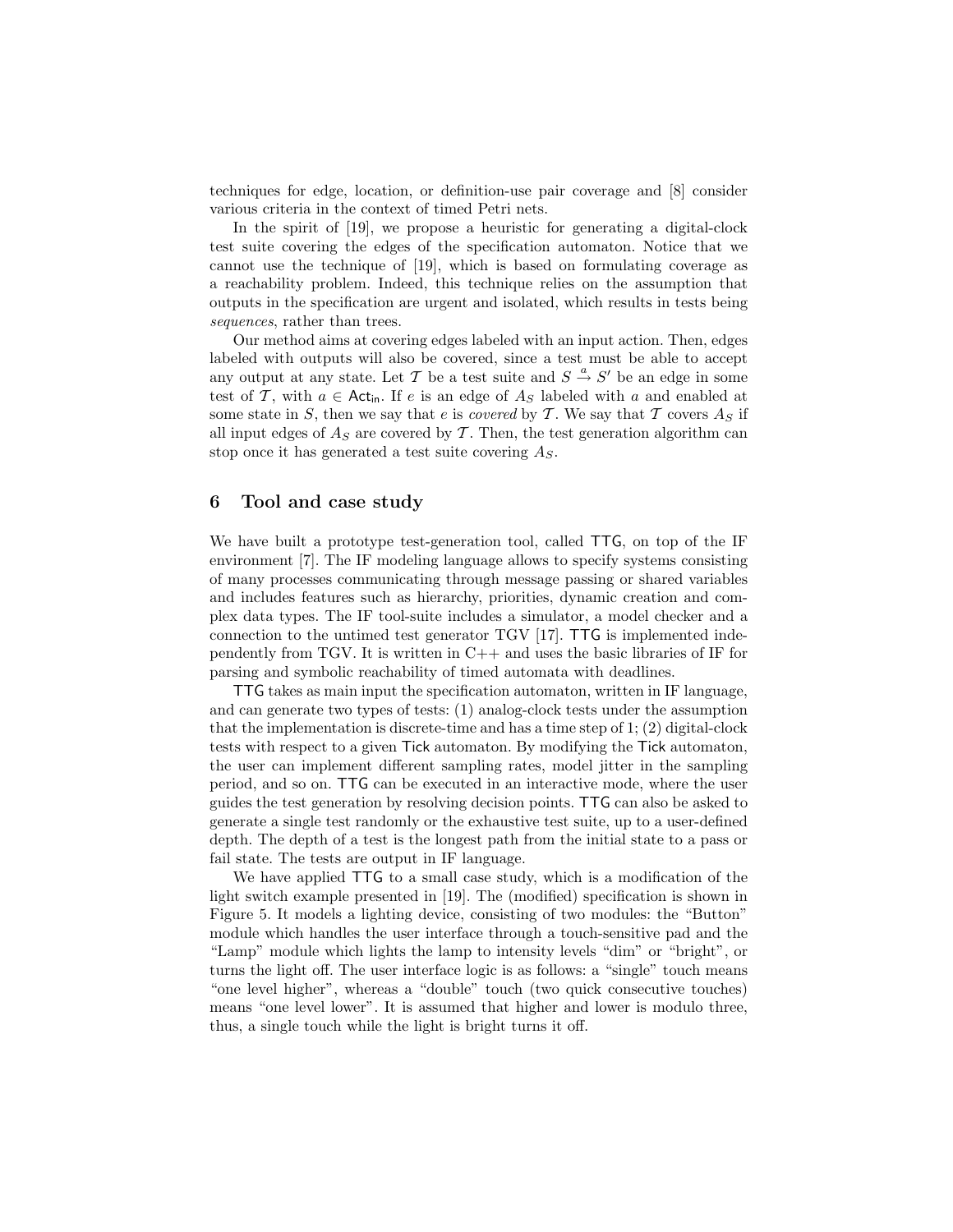techniques for edge, location, or definition-use pair coverage and [8] consider various criteria in the context of timed Petri nets.

In the spirit of [19], we propose a heuristic for generating a digital-clock test suite covering the edges of the specification automaton. Notice that we cannot use the technique of [19], which is based on formulating coverage as a reachability problem. Indeed, this technique relies on the assumption that outputs in the specification are urgent and isolated, which results in tests being *sequences*, rather than trees.

Our method aims at covering edges labeled with an input action. Then, edges labeled with outputs will also be covered, since a test must be able to accept any output at any state. Let $\mathcal{T}$ be a test suite and $S \xrightarrow{a} S'$ be an edge in some test of $\mathcal{T}$, with $a \in \mathsf{Act}_{\mathsf{in}}$. If $e$ is an edge of $A_S$ labeled with $a$ and enabled at some state in $S$, then we say that $e$ is *covered* by $\mathcal{T}$. We say that $\mathcal{T}$ covers $A_S$ if all input edges of $A_S$ are covered by $\mathcal{T}$. Then, the test generation algorithm can stop once it has generated a test suite covering $A_S$.

## 6 Tool and case study

We have built a prototype test-generation tool, called TTG, on top of the IF environment [7]. The IF modeling language allows to specify systems consisting of many processes communicating through message passing or shared variables and includes features such as hierarchy, priorities, dynamic creation and complex data types. The IF tool-suite includes a simulator, a model checker and a connection to the untimed test generator TGV [17]. TTG is implemented independently from TGV. It is written in C++ and uses the basic libraries of IF for parsing and symbolic reachability of timed automata with deadlines.

TTG takes as main input the specification automaton, written in IF language, and can generate two types of tests: (1) analog-clock tests under the assumption that the implementation is discrete-time and has a time step of 1; (2) digital-clock tests with respect to a given Tick automaton. By modifying the Tick automaton, the user can implement different sampling rates, model jitter in the sampling period, and so on. TTG can be executed in an interactive mode, where the user guides the test generation by resolving decision points. TTG can also be asked to generate a single test randomly or the exhaustive test suite, up to a user-defined depth. The depth of a test is the longest path from the initial state to a pass or fail state. The tests are output in IF language.

We have applied TTG to a small case study, which is a modification of the light switch example presented in [19]. The (modified) specification is shown in Figure 5. It models a lighting device, consisting of two modules: the "Button" module which handles the user interface through a touch-sensitive pad and the "Lamp" module which lights the lamp to intensity levels "dim" or "bright", or turns the light off. The user interface logic is as follows: a "single" touch means "one level higher", whereas a "double" touch (two quick consecutive touches) means "one level lower". It is assumed that higher and lower is modulo three, thus, a single touch while the light is bright turns it off.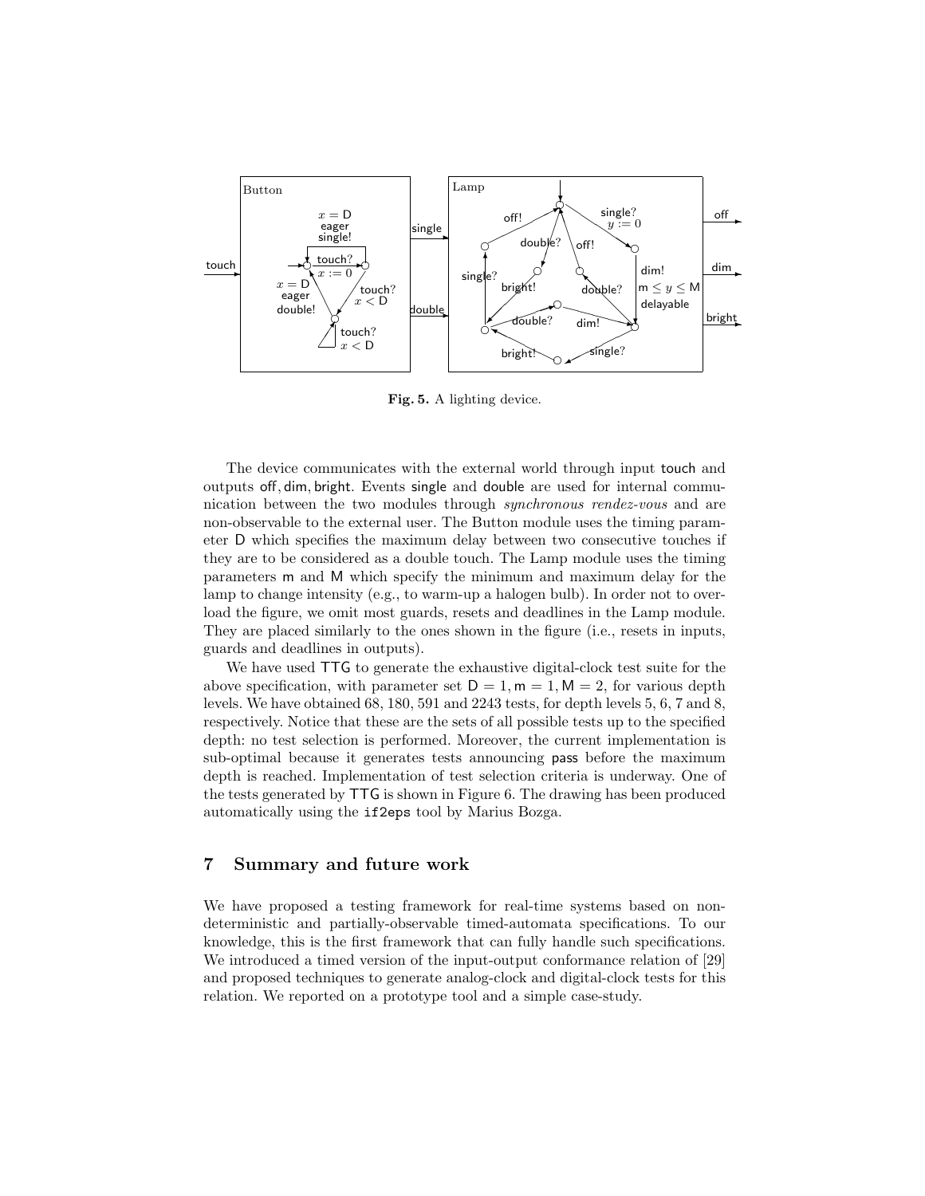**Fig. 5.** A lighting device.

The device communicates with the external world through input touch and outputs off, dim, bright. Events single and double are used for internal communication between the two modules through *synchronous rendez-vous* and are non-observable to the external user. The Button module uses the timing parameter D which specifies the maximum delay between two consecutive touches if they are to be considered as a double touch. The Lamp module uses the timing parameters m and M which specify the minimum and maximum delay for the lamp to change intensity (e.g., to warm-up a halogen bulb). In order not to overload the figure, we omit most guards, resets and deadlines in the Lamp module. They are placed similarly to the ones shown in the figure (i.e., resets in inputs, guards and deadlines in outputs).

We have used TTG to generate the exhaustive digital-clock test suite for the above specification, with parameter set $D = 1, m = 1, M = 2$, for various depth levels. We have obtained 68, 180, 591 and 2243 tests, for depth levels 5, 6, 7 and 8, respectively. Notice that these are the sets of all possible tests up to the specified depth: no test selection is performed. Moreover, the current implementation is sub-optimal because it generates tests announcing pass before the maximum depth is reached. Implementation of test selection criteria is underway. One of the tests generated by TTG is shown in Figure 6. The drawing has been produced automatically using the `if2eps` tool by Marius Bozga.

## 7 Summary and future work

We have proposed a testing framework for real-time systems based on non-deterministic and partially-observable timed-automata specifications. To our knowledge, this is the first framework that can fully handle such specifications. We introduced a timed version of the input-output conformance relation of [29] and proposed techniques to generate analog-clock and digital-clock tests for this relation. We reported on a prototype tool and a simple case-study.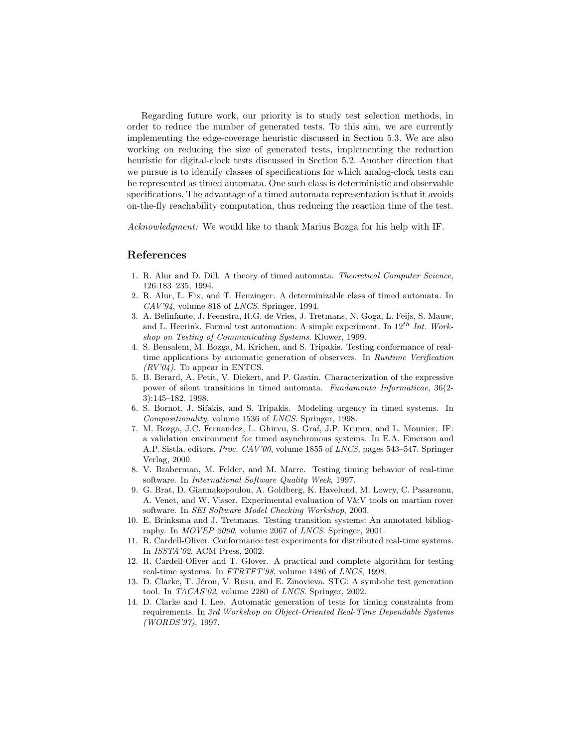Regarding future work, our priority is to study test selection methods, in order to reduce the number of generated tests. To this aim, we are currently implementing the edge-coverage heuristic discussed in Section 5.3. We are also working on reducing the size of generated tests, implementing the reduction heuristic for digital-clock tests discussed in Section 5.2. Another direction that we pursue is to identify classes of specifications for which analog-clock tests can be represented as timed automata. One such class is deterministic and observable specifications. The advantage of a timed automata representation is that it avoids on-the-fly reachability computation, thus reducing the reaction time of the test.

*Acknowledgment:* We would like to thank Marius Bozga for his help with IF.

## References

1. R. Alur and D. Dill. A theory of timed automata. *Theoretical Computer Science*, 126:183–235, 1994.
2. R. Alur, L. Fix, and T. Henzinger. A determinizable class of timed automata. In *CAV'94*, volume 818 of *LNCS*. Springer, 1994.
3. A. Belinfante, J. Feenstra, R.G. de Vries, J. Tretmans, N. Goga, L. Feijs, S. Mauw, and L. Heerink. Formal test automation: A simple experiment. In $12^{th}$ *Int. Workshop on Testing of Communicating Systems*. Kluwer, 1999.
4. S. Bensalem, M. Bozga, M. Krichen, and S. Tripakis. Testing conformance of real-time applications by automatic generation of observers. In *Runtime Verification (RV'04)*. To appear in ENTCS.
5. B. Berard, A. Petit, V. Diekert, and P. Gastin. Characterization of the expressive power of silent transitions in timed automata. *Fundamenta Informaticae*, 36(2-3):145–182, 1998.
6. S. Bornot, J. Sifakis, and S. Tripakis. Modeling urgency in timed systems. In *Compositionality*, volume 1536 of *LNCS*. Springer, 1998.
7. M. Bozga, J.C. Fernandez, L. Ghirvu, S. Graf, J.P. Krimm, and L. Mounier. IF: a validation environment for timed asynchronous systems. In E.A. Emerson and A.P. Sistla, editors, *Proc. CAV'00*, volume 1855 of *LNCS*, pages 543–547. Springer Verlag, 2000.
8. V. Braberman, M. Felder, and M. Marre. Testing timing behavior of real-time software. In *International Software Quality Week*, 1997.
9. G. Brat, D. Giannakopoulou, A. Goldberg, K. Havelund, M. Lowry, C. Pasareanu, A. Venet, and W. Visser. Experimental evaluation of V&V tools on martian rover software. In *SEI Software Model Checking Workshop*, 2003.
10. E. Brinksma and J. Tretmans. Testing transition systems: An annotated bibliography. In *MOVEP 2000*, volume 2067 of *LNCS*. Springer, 2001.
11. R. Cardell-Oliver. Conformance test experiments for distributed real-time systems. In *ISSTA'02*. ACM Press, 2002.
12. R. Cardell-Oliver and T. Glover. A practical and complete algorithm for testing real-time systems. In *FTRTFT'98*, volume 1486 of *LNCS*, 1998.
13. D. Clarke, T. Jéron, V. Rusu, and E. Zinovieva. STG: A symbolic test generation tool. In *TACAS'02*, volume 2280 of *LNCS*. Springer, 2002.
14. D. Clarke and I. Lee. Automatic generation of tests for timing constraints from requirements. In *3rd Workshop on Object-Oriented Real-Time Dependable Systems (WORDS'97)*, 1997.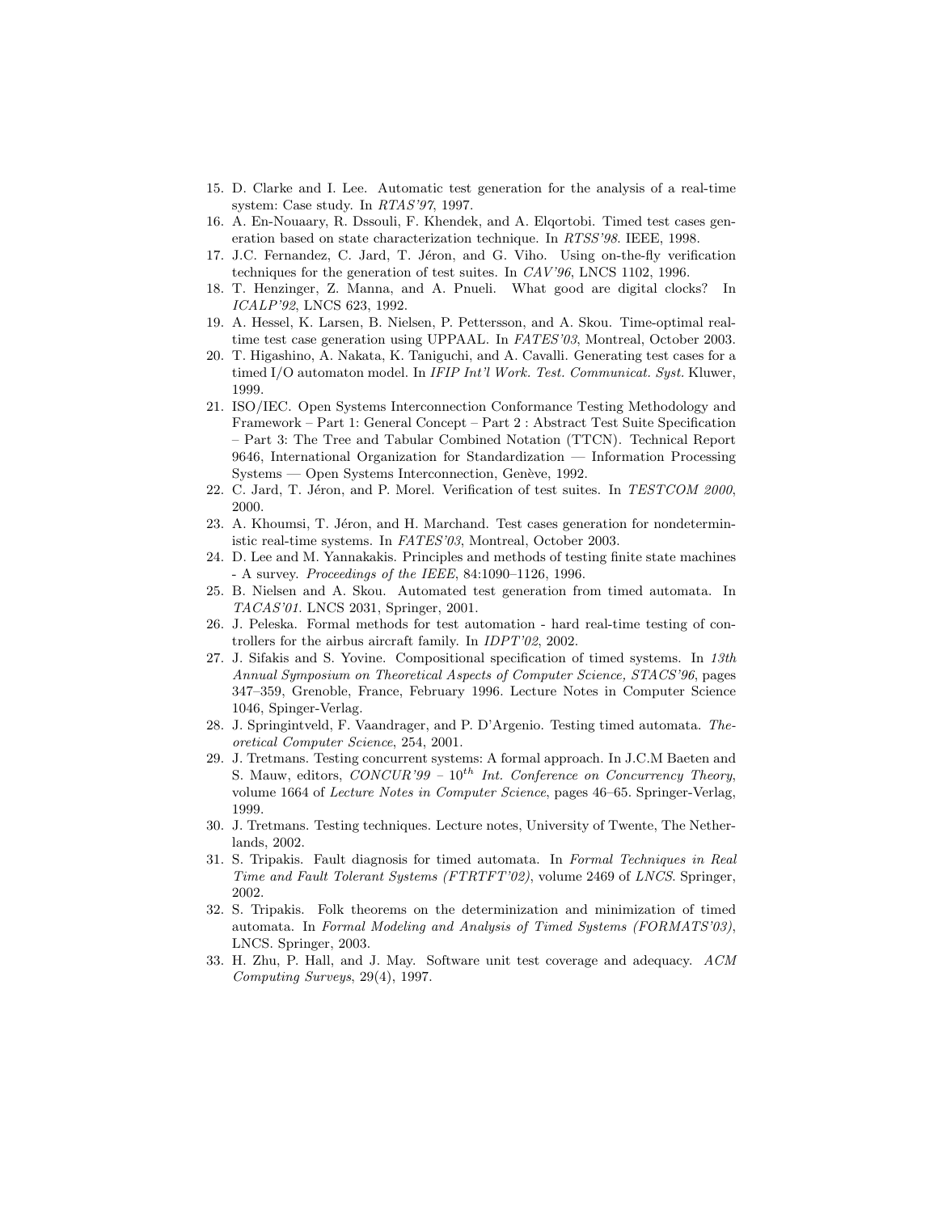15. D. Clarke and I. Lee. Automatic test generation for the analysis of a real-time system: Case study. In *RTAS'97*, 1997.
16. A. En-Nouaary, R. Dssouli, F. Khendek, and A. Elqortobi. Timed test cases generation based on state characterization technique. In *RTSS'98*. IEEE, 1998.
17. J.C. Fernandez, C. Jard, T. Jéron, and G. Viho. Using on-the-fly verification techniques for the generation of test suites. In *CAV'96*, LNCS 1102, 1996.
18. T. Henzinger, Z. Manna, and A. Pnueli. What good are digital clocks? In *ICALP'92*, LNCS 623, 1992.
19. A. Hessel, K. Larsen, B. Nielsen, P. Pettersson, and A. Skou. Time-optimal real-time test case generation using UPPAAL. In *FATES'03*, Montreal, October 2003.
20. T. Higashino, A. Nakata, K. Taniguchi, and A. Cavalli. Generating test cases for a timed I/O automaton model. In *IFIP Int'l Work. Test. Communicat. Syst.* Kluwer, 1999.
21. ISO/IEC. Open Systems Interconnection Conformance Testing Methodology and Framework – Part 1: General Concept – Part 2 : Abstract Test Suite Specification – Part 3: The Tree and Tabular Combined Notation (TTCN). Technical Report 9646, International Organization for Standardization — Information Processing Systems — Open Systems Interconnection, Genève, 1992.
22. C. Jard, T. Jéron, and P. Morel. Verification of test suites. In *TESTCOM 2000*, 2000.
23. A. Khoumsi, T. Jéron, and H. Marchand. Test cases generation for nondeterministic real-time systems. In *FATES'03*, Montreal, October 2003.
24. D. Lee and M. Yannakakis. Principles and methods of testing finite state machines - A survey. *Proceedings of the IEEE*, 84:1090–1126, 1996.
25. B. Nielsen and A. Skou. Automated test generation from timed automata. In *TACAS'01*. LNCS 2031, Springer, 2001.
26. J. Peleska. Formal methods for test automation - hard real-time testing of controllers for the airbus aircraft family. In *IDPT'02*, 2002.
27. J. Sifakis and S. Yovine. Compositional specification of timed systems. In *13th Annual Symposium on Theoretical Aspects of Computer Science, STACS'96*, pages 347–359, Grenoble, France, February 1996. Lecture Notes in Computer Science 1046, Spinger-Verlag.
28. J. Springintveld, F. Vaandrager, and P. D'Argenio. Testing timed automata. *Theoretical Computer Science*, 254, 2001.
29. J. Tretmans. Testing concurrent systems: A formal approach. In J.C.M Baeten and S. Mauw, editors, *CONCUR'99 – $10^{th}$ Int. Conference on Concurrency Theory*, volume 1664 of *Lecture Notes in Computer Science*, pages 46–65. Springer-Verlag, 1999.
30. J. Tretmans. Testing techniques. Lecture notes, University of Twente, The Netherlands, 2002.
31. S. Tripakis. Fault diagnosis for timed automata. In *Formal Techniques in Real Time and Fault Tolerant Systems (FTRTFT'02)*, volume 2469 of *LNCS*. Springer, 2002.
32. S. Tripakis. Folk theorems on the determinization and minimization of timed automata. In *Formal Modeling and Analysis of Timed Systems (FORMATS'03)*, LNCS. Springer, 2003.
33. H. Zhu, P. Hall, and J. May. Software unit test coverage and adequacy. *ACM Computing Surveys*, 29(4), 1997.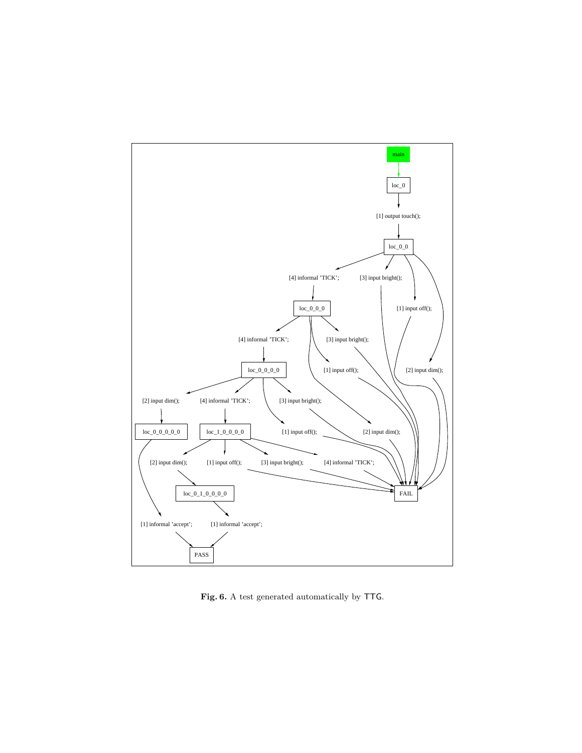main

loc_0

[1] output touch();

loc_0_0

[4] informal 'TICK';

[3] input bright();

[1] input off();

[2] input dim();

loc_0_0_0

[4] informal 'TICK';

[3] input bright();

[1] input off();

[2] input dim();

loc_0_0_0_0

[2] input dim();

[4] informal 'TICK';

[3] input bright();

[1] input off();

loc_0_0_0_0_0

loc_1_0_0_0_0

[2] input dim();

[1] input off();

[3] input bright();

[4] informal 'TICK';

loc_0_1_0_0_0_0

[1] informal 'accept';

[1] informal 'accept';

PASS

FAIL

**Fig. 6.** A test generated automatically by TTG.